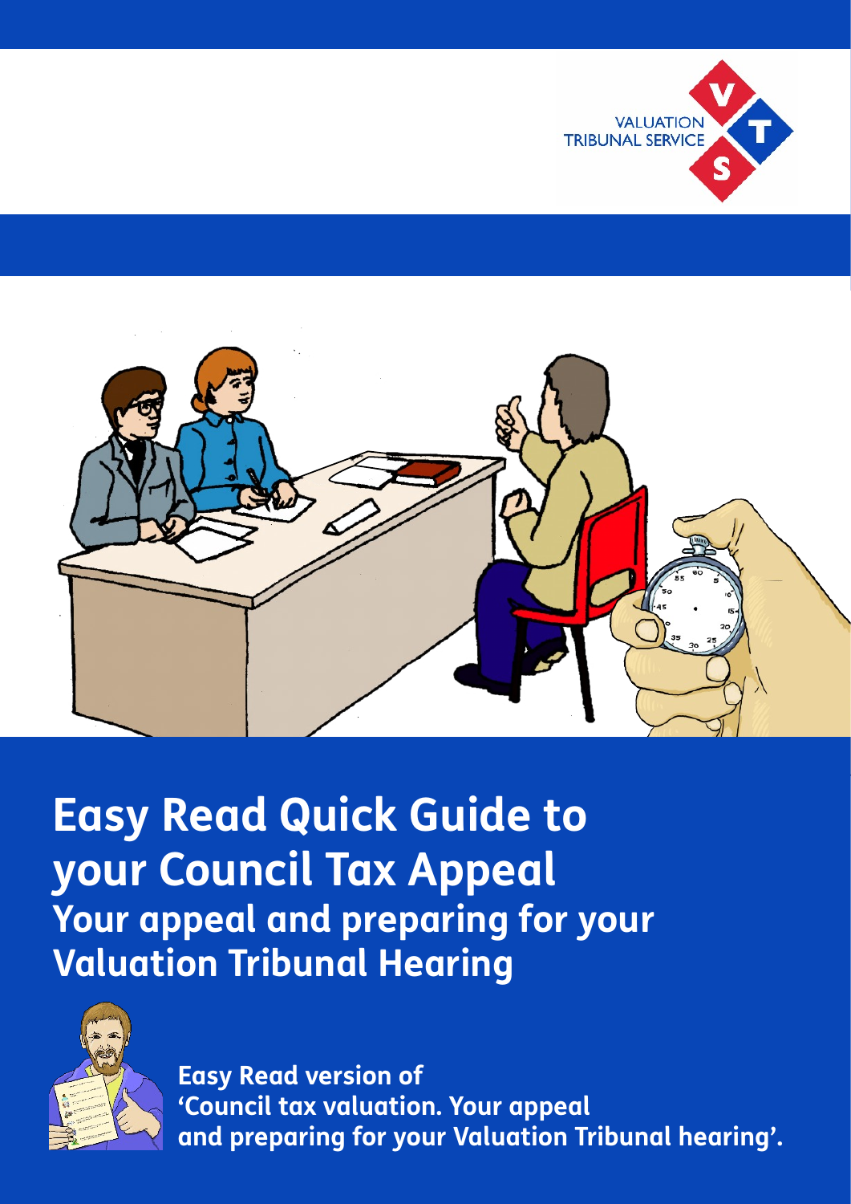VALUATION TRIBUNAL SERVICE

# Easy Read Quick Guide to your Council Tax Appeal

## Your appeal and preparing for your Valuation Tribunal Hearing

**Easy Read version of 'Council tax valuation. Your appeal and preparing for your Valuation Tribunal hearing'.**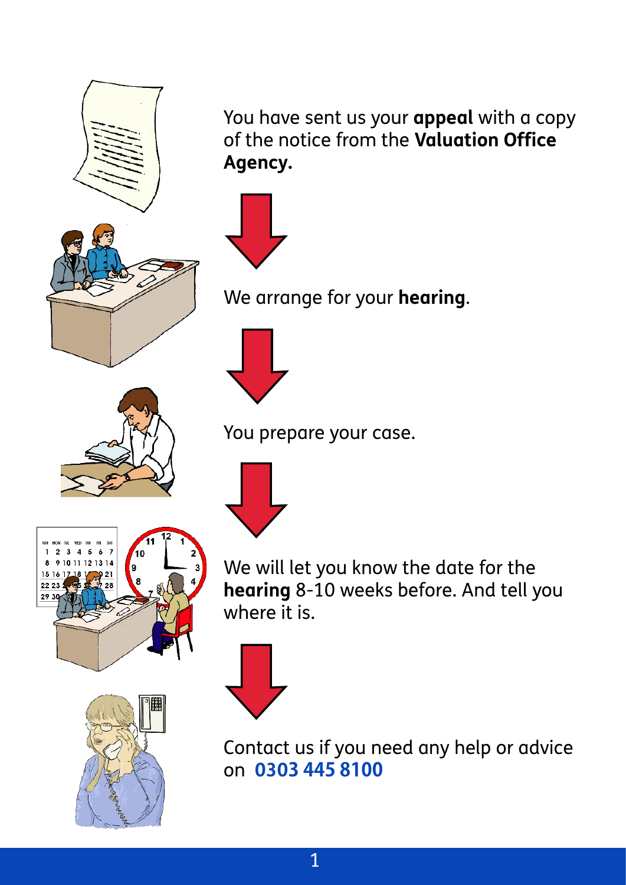You have sent us your **appeal** with a copy of the notice from the **Valuation Office Agency.**

We arrange for your **hearing**.

You prepare your case.

We will let you know the date for the **hearing** 8-10 weeks before. And tell you where it is.

Contact us if you need any help or advice on **0303 445 8100**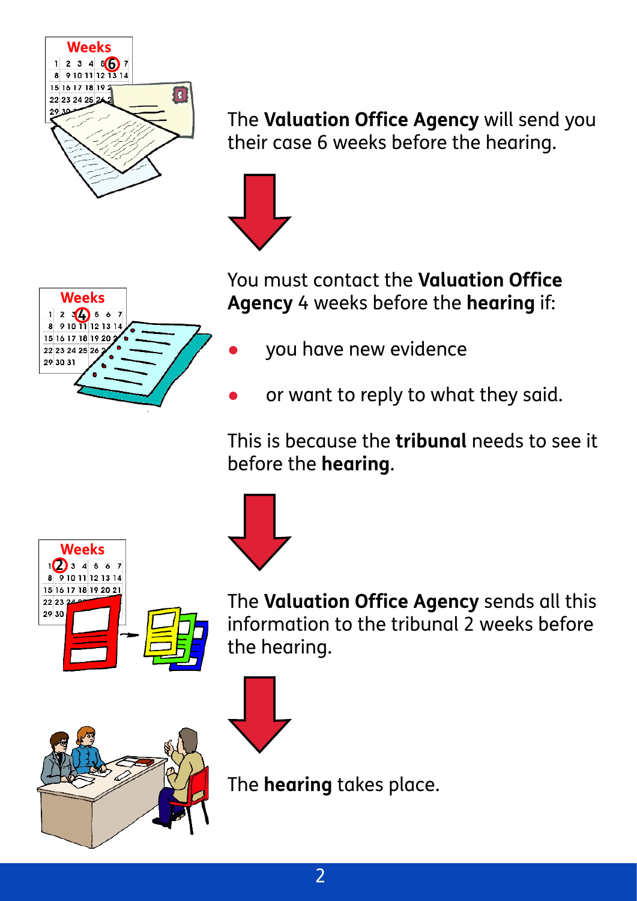The **Valuation Office Agency** will send you their case 6 weeks before the hearing.

You must contact the **Valuation Office Agency** 4 weeks before the **hearing** if:

- you have new evidence
- or want to reply to what they said.

This is because the **tribunal** needs to see it before the **hearing**.

The **Valuation Office Agency** sends all this information to the tribunal 2 weeks before the hearing.

The **hearing** takes place.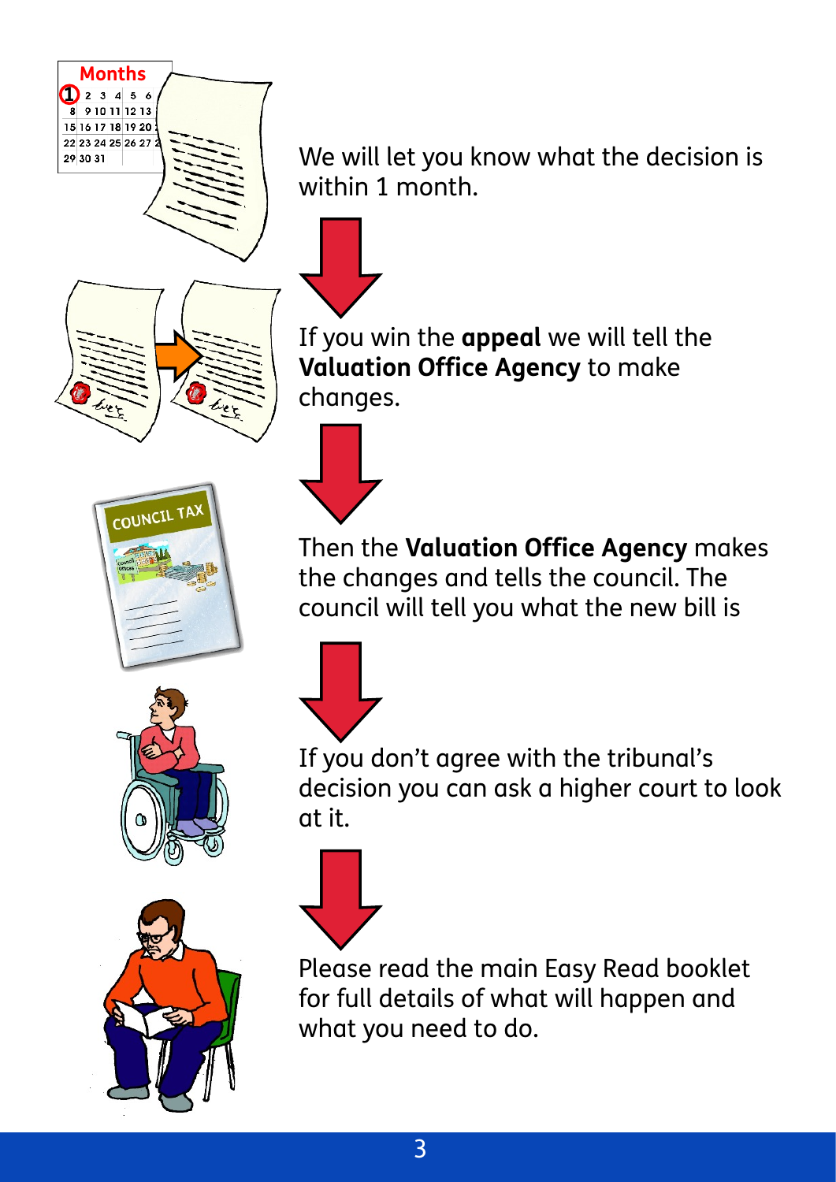We will let you know what the decision is within 1 month.

If you win the **appeal** we will tell the **Valuation Office Agency** to make changes.

Then the **Valuation Office Agency** makes the changes and tells the council. The council will tell you what the new bill is

If you don't agree with the tribunal's decision you can ask a higher court to look at it.

Please read the main Easy Read booklet for full details of what will happen and what you need to do.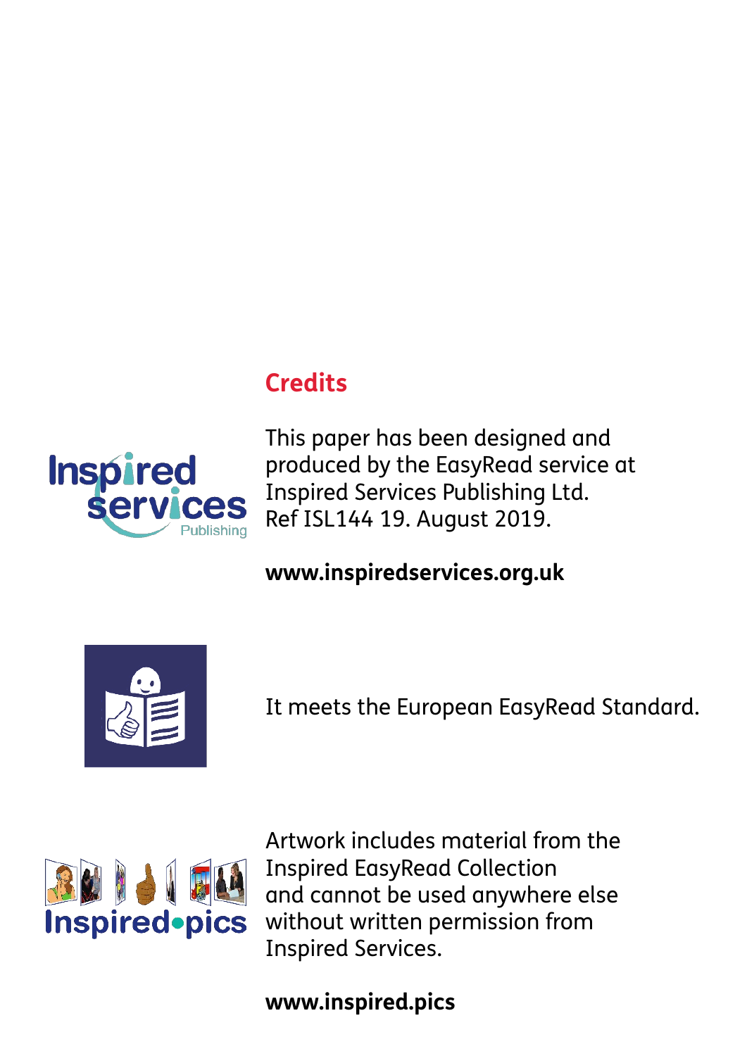## Credits

This paper has been designed and produced by the EasyRead service at Inspired Services Publishing Ltd. Ref ISL144 19. August 2019.

**www.inspiredservices.org.uk**

It meets the European EasyRead Standard.

Artwork includes material from the Inspired EasyRead Collection and cannot be used anywhere else without written permission from Inspired Services.

**www.inspired.pics**